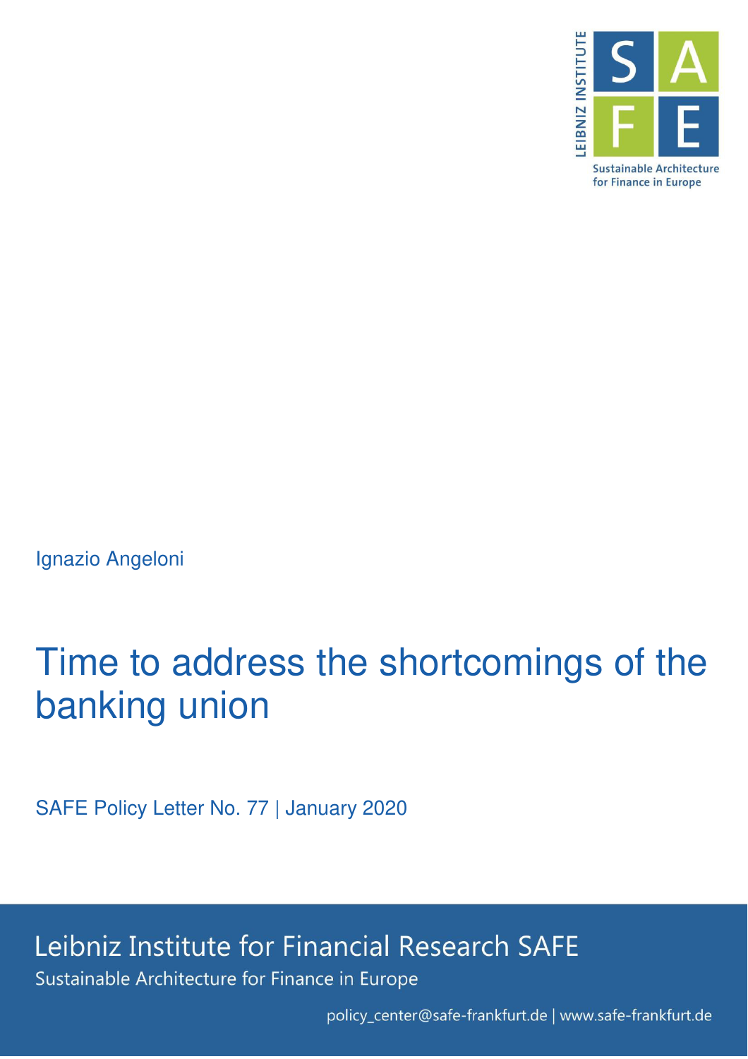Ignazio Angeloni

# Time to address the shortcomings of the banking union

SAFE Policy Letter No. 77 | January 2020

Leibniz Institute for Financial Research SAFE

Sustainable Architecture for Finance in Europe

policy_center@safe-frankfurt.de | www.safe-frankfurt.de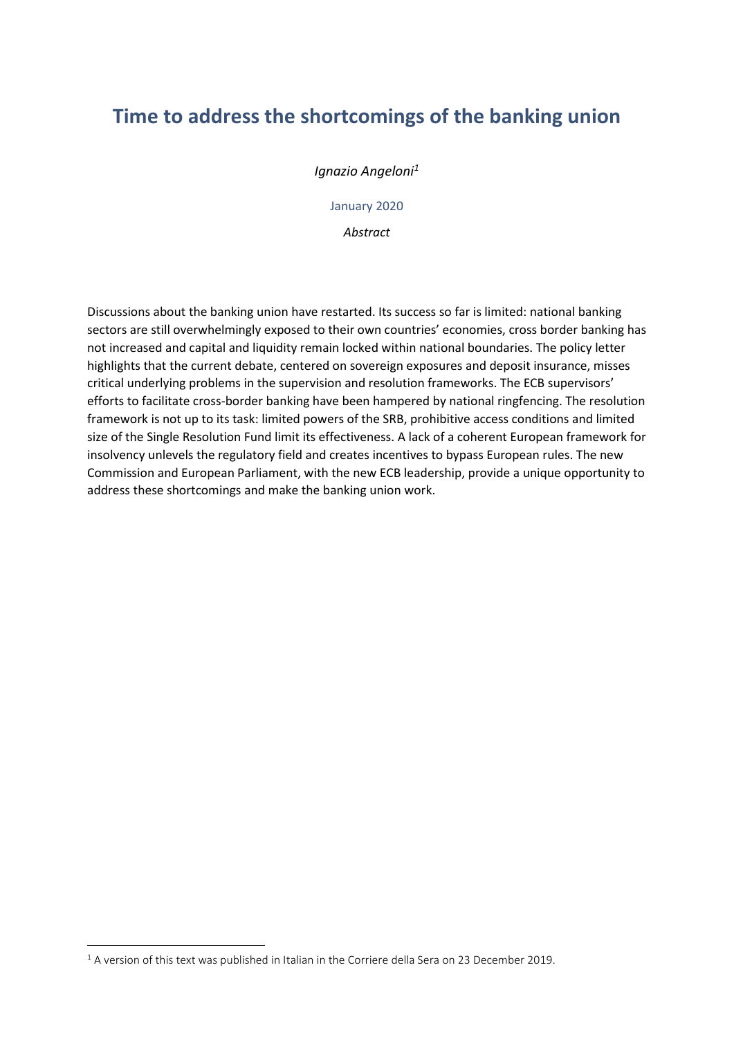# Time to address the shortcomings of the banking union

*Ignazio Angeloni*[1]

January 2020

*Abstract*

Discussions about the banking union have restarted. Its success so far is limited: national banking sectors are still overwhelmingly exposed to their own countries' economies, cross border banking has not increased and capital and liquidity remain locked within national boundaries. The policy letter highlights that the current debate, centered on sovereign exposures and deposit insurance, misses critical underlying problems in the supervision and resolution frameworks. The ECB supervisors' efforts to facilitate cross-border banking have been hampered by national ringfencing. The resolution framework is not up to its task: limited powers of the SRB, prohibitive access conditions and limited size of the Single Resolution Fund limit its effectiveness. A lack of a coherent European framework for insolvency unlevels the regulatory field and creates incentives to bypass European rules. The new Commission and European Parliament, with the new ECB leadership, provide a unique opportunity to address these shortcomings and make the banking union work.

[1] A version of this text was published in Italian in the Corriere della Sera on 23 December 2019.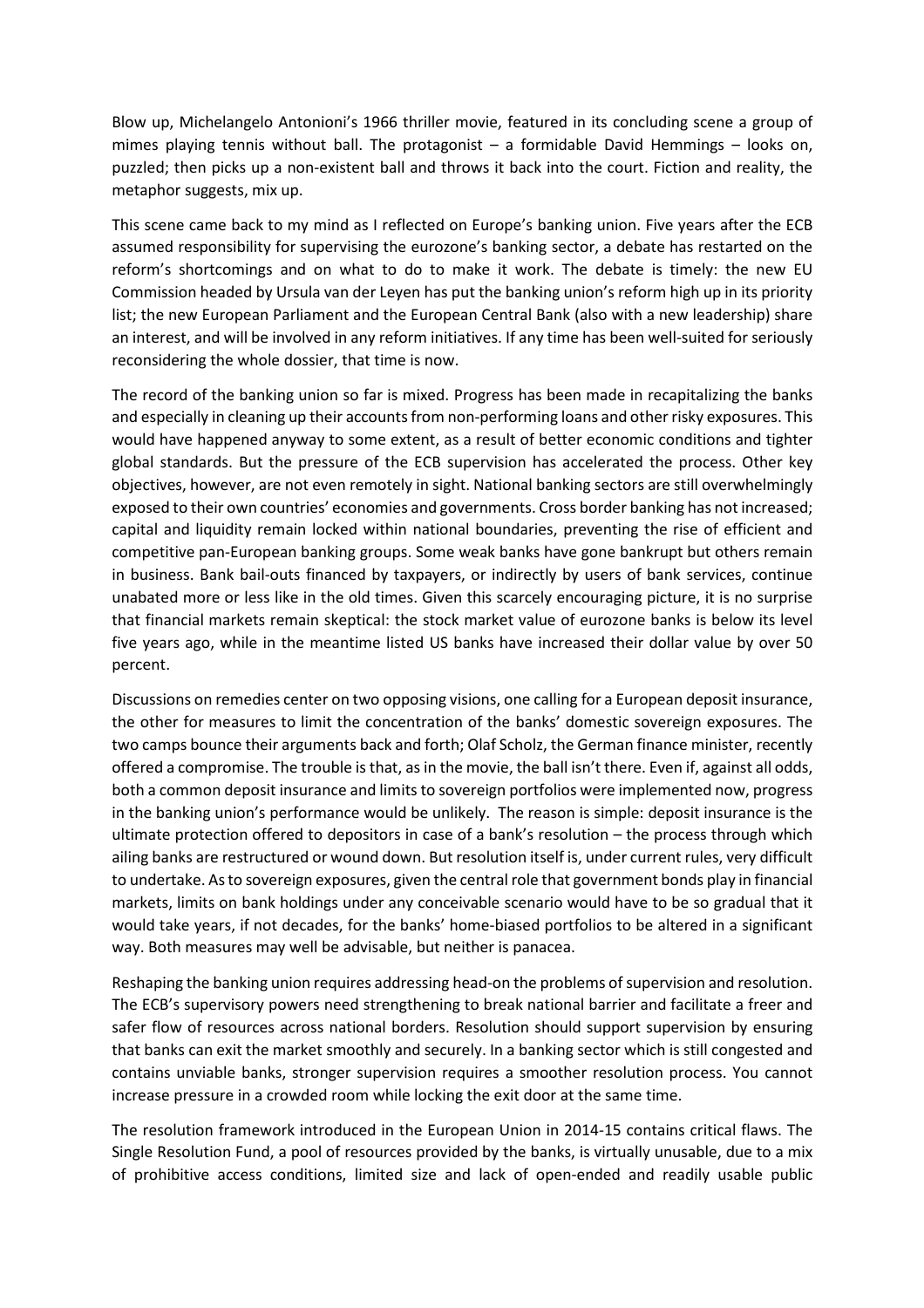Blow up, Michelangelo Antonioni's 1966 thriller movie, featured in its concluding scene a group of mimes playing tennis without ball. The protagonist – a formidable David Hemmings – looks on, puzzled; then picks up a non-existent ball and throws it back into the court. Fiction and reality, the metaphor suggests, mix up.

This scene came back to my mind as I reflected on Europe's banking union. Five years after the ECB assumed responsibility for supervising the eurozone's banking sector, a debate has restarted on the reform's shortcomings and on what to do to make it work. The debate is timely: the new EU Commission headed by Ursula van der Leyen has put the banking union's reform high up in its priority list; the new European Parliament and the European Central Bank (also with a new leadership) share an interest, and will be involved in any reform initiatives. If any time has been well-suited for seriously reconsidering the whole dossier, that time is now.

The record of the banking union so far is mixed. Progress has been made in recapitalizing the banks and especially in cleaning up their accounts from non-performing loans and other risky exposures. This would have happened anyway to some extent, as a result of better economic conditions and tighter global standards. But the pressure of the ECB supervision has accelerated the process. Other key objectives, however, are not even remotely in sight. National banking sectors are still overwhelmingly exposed to their own countries' economies and governments. Cross border banking has not increased; capital and liquidity remain locked within national boundaries, preventing the rise of efficient and competitive pan-European banking groups. Some weak banks have gone bankrupt but others remain in business. Bank bail-outs financed by taxpayers, or indirectly by users of bank services, continue unabated more or less like in the old times. Given this scarcely encouraging picture, it is no surprise that financial markets remain skeptical: the stock market value of eurozone banks is below its level five years ago, while in the meantime listed US banks have increased their dollar value by over 50 percent.

Discussions on remedies center on two opposing visions, one calling for a European deposit insurance, the other for measures to limit the concentration of the banks' domestic sovereign exposures. The two camps bounce their arguments back and forth; Olaf Scholz, the German finance minister, recently offered a compromise. The trouble is that, as in the movie, the ball isn't there. Even if, against all odds, both a common deposit insurance and limits to sovereign portfolios were implemented now, progress in the banking union's performance would be unlikely. The reason is simple: deposit insurance is the ultimate protection offered to depositors in case of a bank's resolution – the process through which ailing banks are restructured or wound down. But resolution itself is, under current rules, very difficult to undertake. As to sovereign exposures, given the central role that government bonds play in financial markets, limits on bank holdings under any conceivable scenario would have to be so gradual that it would take years, if not decades, for the banks' home-biased portfolios to be altered in a significant way. Both measures may well be advisable, but neither is panacea.

Reshaping the banking union requires addressing head-on the problems of supervision and resolution. The ECB's supervisory powers need strengthening to break national barrier and facilitate a freer and safer flow of resources across national borders. Resolution should support supervision by ensuring that banks can exit the market smoothly and securely. In a banking sector which is still congested and contains unviable banks, stronger supervision requires a smoother resolution process. You cannot increase pressure in a crowded room while locking the exit door at the same time.

The resolution framework introduced in the European Union in 2014-15 contains critical flaws. The Single Resolution Fund, a pool of resources provided by the banks, is virtually unusable, due to a mix of prohibitive access conditions, limited size and lack of open-ended and readily usable public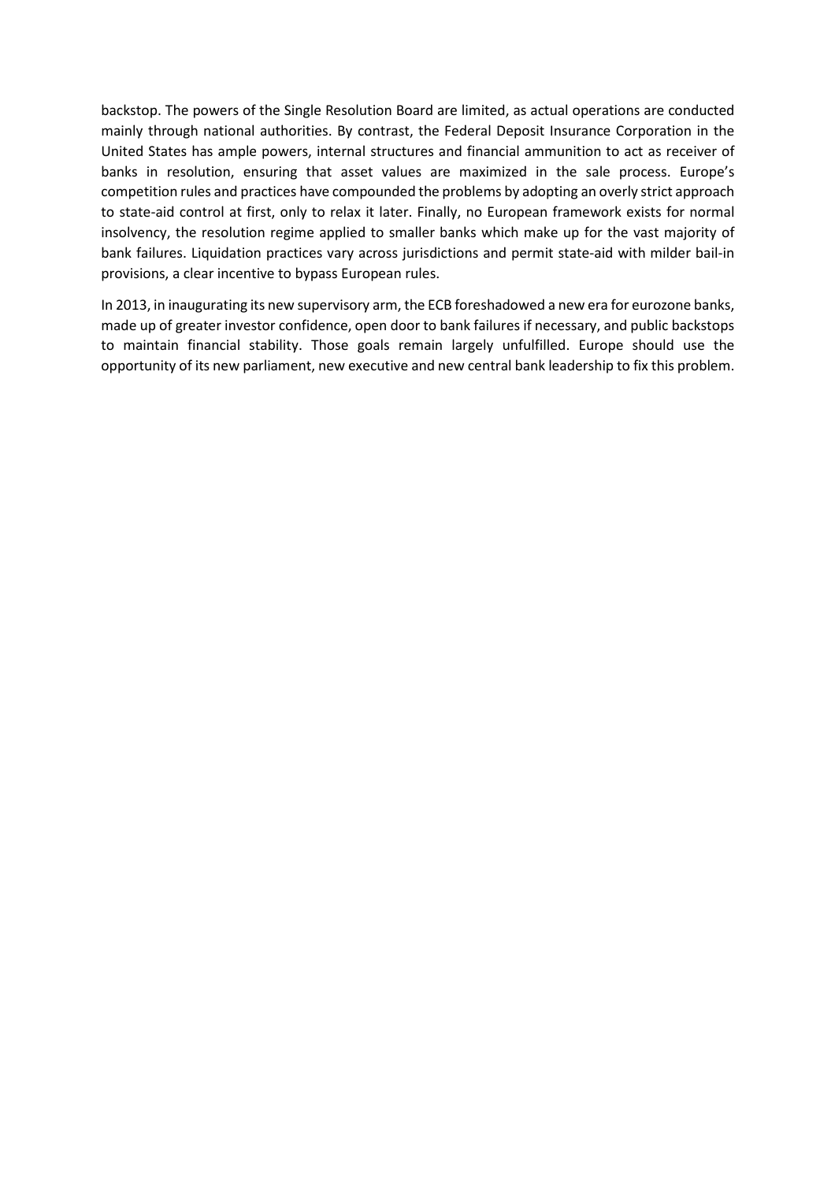backstop. The powers of the Single Resolution Board are limited, as actual operations are conducted mainly through national authorities. By contrast, the Federal Deposit Insurance Corporation in the United States has ample powers, internal structures and financial ammunition to act as receiver of banks in resolution, ensuring that asset values are maximized in the sale process. Europe's competition rules and practices have compounded the problems by adopting an overly strict approach to state-aid control at first, only to relax it later. Finally, no European framework exists for normal insolvency, the resolution regime applied to smaller banks which make up for the vast majority of bank failures. Liquidation practices vary across jurisdictions and permit state-aid with milder bail-in provisions, a clear incentive to bypass European rules.

In 2013, in inaugurating its new supervisory arm, the ECB foreshadowed a new era for eurozone banks, made up of greater investor confidence, open door to bank failures if necessary, and public backstops to maintain financial stability. Those goals remain largely unfulfilled. Europe should use the opportunity of its new parliament, new executive and new central bank leadership to fix this problem.